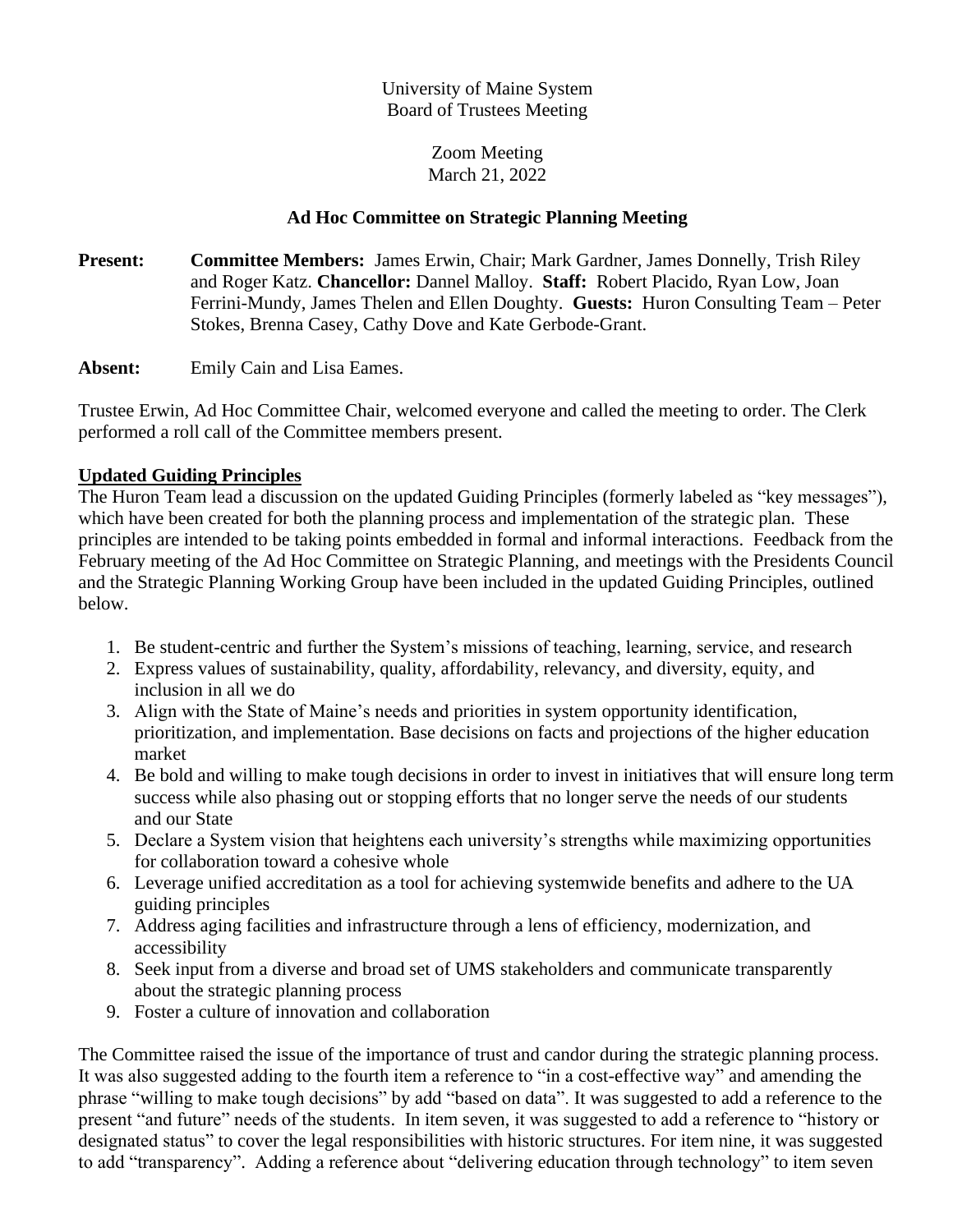University of Maine System
Board of Trustees Meeting

Zoom Meeting
March 21, 2022

**Ad Hoc Committee on Strategic Planning Meeting**

**Present:** **Committee Members:** James Erwin, Chair; Mark Gardner, James Donnelly, Trish Riley and Roger Katz. **Chancellor:** Dannel Malloy. **Staff:** Robert Placido, Ryan Low, Joan Ferrini-Mundy, James Thelen and Ellen Doughty. **Guests:** Huron Consulting Team – Peter Stokes, Brenna Casey, Cathy Dove and Kate Gerbode-Grant.

**Absent:** Emily Cain and Lisa Eames.

Trustee Erwin, Ad Hoc Committee Chair, welcomed everyone and called the meeting to order. The Clerk performed a roll call of the Committee members present.

**Updated Guiding Principles**

The Huron Team lead a discussion on the updated Guiding Principles (formerly labeled as "key messages"), which have been created for both the planning process and implementation of the strategic plan. These principles are intended to be taking points embedded in formal and informal interactions. Feedback from the February meeting of the Ad Hoc Committee on Strategic Planning, and meetings with the Presidents Council and the Strategic Planning Working Group have been included in the updated Guiding Principles, outlined below.

1. Be student-centric and further the System's missions of teaching, learning, service, and research
2. Express values of sustainability, quality, affordability, relevancy, and diversity, equity, and inclusion in all we do
3. Align with the State of Maine's needs and priorities in system opportunity identification, prioritization, and implementation. Base decisions on facts and projections of the higher education market
4. Be bold and willing to make tough decisions in order to invest in initiatives that will ensure long term success while also phasing out or stopping efforts that no longer serve the needs of our students and our State
5. Declare a System vision that heightens each university's strengths while maximizing opportunities for collaboration toward a cohesive whole
6. Leverage unified accreditation as a tool for achieving systemwide benefits and adhere to the UA guiding principles
7. Address aging facilities and infrastructure through a lens of efficiency, modernization, and accessibility
8. Seek input from a diverse and broad set of UMS stakeholders and communicate transparently about the strategic planning process
9. Foster a culture of innovation and collaboration

The Committee raised the issue of the importance of trust and candor during the strategic planning process. It was also suggested adding to the fourth item a reference to "in a cost-effective way" and amending the phrase "willing to make tough decisions" by add "based on data". It was suggested to add a reference to the present "and future" needs of the students. In item seven, it was suggested to add a reference to "history or designated status" to cover the legal responsibilities with historic structures. For item nine, it was suggested to add "transparency". Adding a reference about "delivering education through technology" to item seven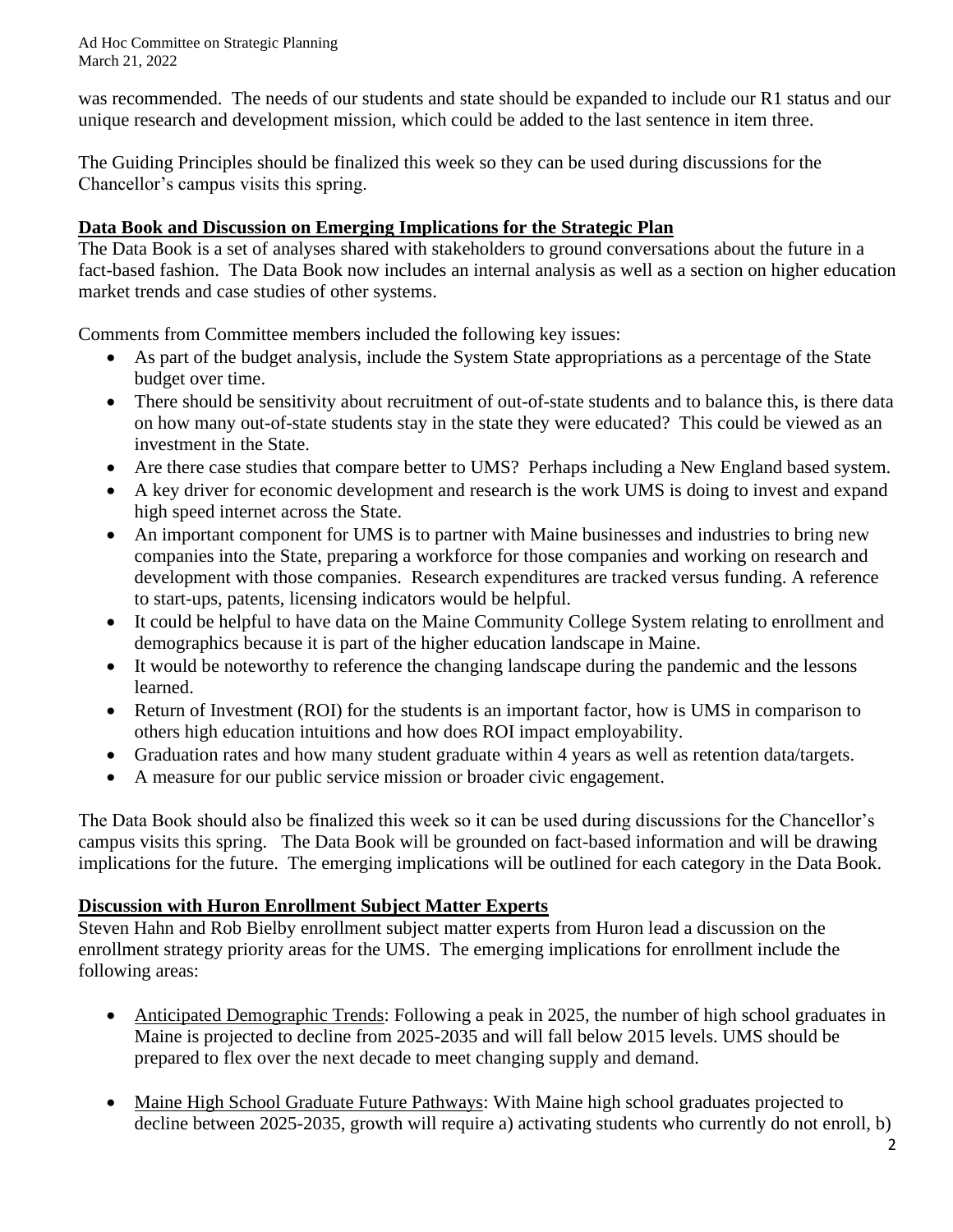was recommended. The needs of our students and state should be expanded to include our R1 status and our unique research and development mission, which could be added to the last sentence in item three.

The Guiding Principles should be finalized this week so they can be used during discussions for the Chancellor's campus visits this spring.

## Data Book and Discussion on Emerging Implications for the Strategic Plan

The Data Book is a set of analyses shared with stakeholders to ground conversations about the future in a fact-based fashion. The Data Book now includes an internal analysis as well as a section on higher education market trends and case studies of other systems.

Comments from Committee members included the following key issues:

- As part of the budget analysis, include the System State appropriations as a percentage of the State budget over time.
- There should be sensitivity about recruitment of out-of-state students and to balance this, is there data on how many out-of-state students stay in the state they were educated? This could be viewed as an investment in the State.
- Are there case studies that compare better to UMS? Perhaps including a New England based system.
- A key driver for economic development and research is the work UMS is doing to invest and expand high speed internet across the State.
- An important component for UMS is to partner with Maine businesses and industries to bring new companies into the State, preparing a workforce for those companies and working on research and development with those companies. Research expenditures are tracked versus funding. A reference to start-ups, patents, licensing indicators would be helpful.
- It could be helpful to have data on the Maine Community College System relating to enrollment and demographics because it is part of the higher education landscape in Maine.
- It would be noteworthy to reference the changing landscape during the pandemic and the lessons learned.
- Return of Investment (ROI) for the students is an important factor, how is UMS in comparison to others high education intuitions and how does ROI impact employability.
- Graduation rates and how many student graduate within 4 years as well as retention data/targets.
- A measure for our public service mission or broader civic engagement.

The Data Book should also be finalized this week so it can be used during discussions for the Chancellor's campus visits this spring. The Data Book will be grounded on fact-based information and will be drawing implications for the future. The emerging implications will be outlined for each category in the Data Book.

## Discussion with Huron Enrollment Subject Matter Experts

Steven Hahn and Rob Bielby enrollment subject matter experts from Huron lead a discussion on the enrollment strategy priority areas for the UMS. The emerging implications for enrollment include the following areas:

- Anticipated Demographic Trends: Following a peak in 2025, the number of high school graduates in Maine is projected to decline from 2025-2035 and will fall below 2015 levels. UMS should be prepared to flex over the next decade to meet changing supply and demand.

- Maine High School Graduate Future Pathways: With Maine high school graduates projected to decline between 2025-2035, growth will require a) activating students who currently do not enroll, b)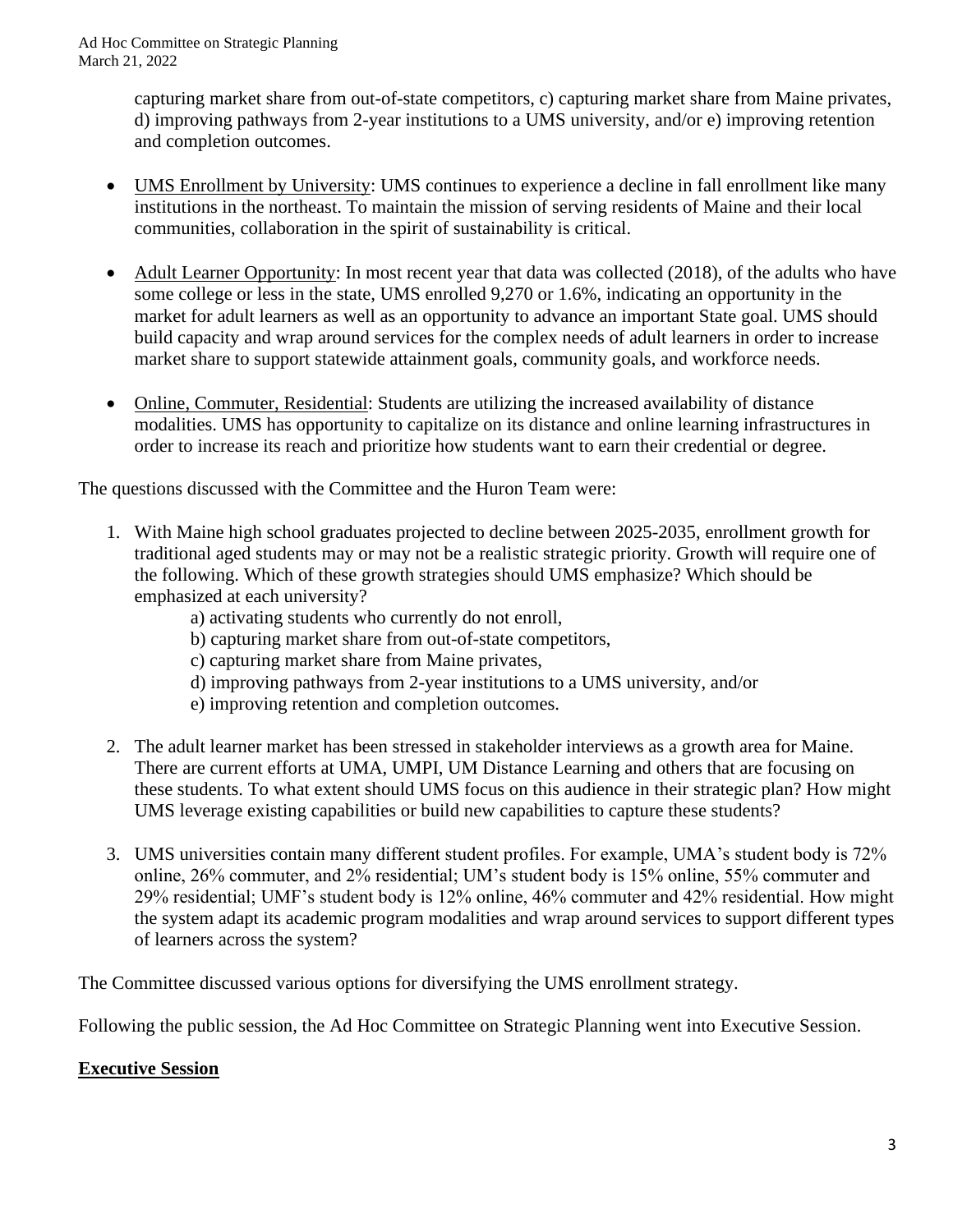capturing market share from out-of-state competitors, c) capturing market share from Maine privates, d) improving pathways from 2-year institutions to a UMS university, and/or e) improving retention and completion outcomes.

- <u>UMS Enrollment by University</u>: UMS continues to experience a decline in fall enrollment like many institutions in the northeast. To maintain the mission of serving residents of Maine and their local communities, collaboration in the spirit of sustainability is critical.

- <u>Adult Learner Opportunity</u>: In most recent year that data was collected (2018), of the adults who have some college or less in the state, UMS enrolled 9,270 or 1.6%, indicating an opportunity in the market for adult learners as well as an opportunity to advance an important State goal. UMS should build capacity and wrap around services for the complex needs of adult learners in order to increase market share to support statewide attainment goals, community goals, and workforce needs.

- <u>Online, Commuter, Residential</u>: Students are utilizing the increased availability of distance modalities. UMS has opportunity to capitalize on its distance and online learning infrastructures in order to increase its reach and prioritize how students want to earn their credential or degree.

The questions discussed with the Committee and the Huron Team were:

1. With Maine high school graduates projected to decline between 2025-2035, enrollment growth for traditional aged students may or may not be a realistic strategic priority. Growth will require one of the following. Which of these growth strategies should UMS emphasize? Which should be emphasized at each university?
   a) activating students who currently do not enroll,
   b) capturing market share from out-of-state competitors,
   c) capturing market share from Maine privates,
   d) improving pathways from 2-year institutions to a UMS university, and/or
   e) improving retention and completion outcomes.

2. The adult learner market has been stressed in stakeholder interviews as a growth area for Maine. There are current efforts at UMA, UMPI, UM Distance Learning and others that are focusing on these students. To what extent should UMS focus on this audience in their strategic plan? How might UMS leverage existing capabilities or build new capabilities to capture these students?

3. UMS universities contain many different student profiles. For example, UMA's student body is 72% online, 26% commuter, and 2% residential; UM's student body is 15% online, 55% commuter and 29% residential; UMF's student body is 12% online, 46% commuter and 42% residential. How might the system adapt its academic program modalities and wrap around services to support different types of learners across the system?

The Committee discussed various options for diversifying the UMS enrollment strategy.

Following the public session, the Ad Hoc Committee on Strategic Planning went into Executive Session.

## **<u>Executive Session</u>**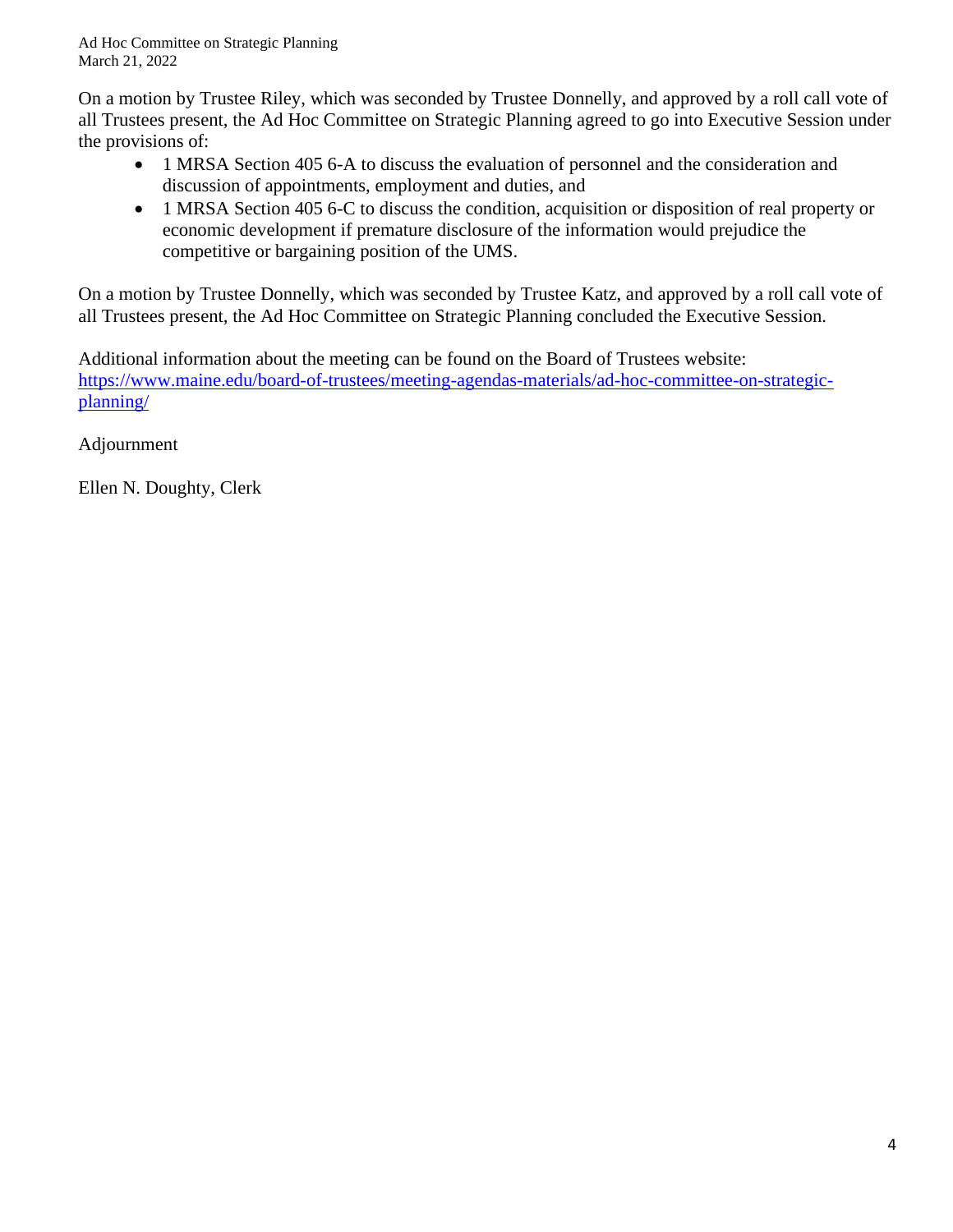On a motion by Trustee Riley, which was seconded by Trustee Donnelly, and approved by a roll call vote of all Trustees present, the Ad Hoc Committee on Strategic Planning agreed to go into Executive Session under the provisions of:

- 1 MRSA Section 405 6-A to discuss the evaluation of personnel and the consideration and discussion of appointments, employment and duties, and
- 1 MRSA Section 405 6-C to discuss the condition, acquisition or disposition of real property or economic development if premature disclosure of the information would prejudice the competitive or bargaining position of the UMS.

On a motion by Trustee Donnelly, which was seconded by Trustee Katz, and approved by a roll call vote of all Trustees present, the Ad Hoc Committee on Strategic Planning concluded the Executive Session.

Additional information about the meeting can be found on the Board of Trustees website: https://www.maine.edu/board-of-trustees/meeting-agendas-materials/ad-hoc-committee-on-strategic-planning/

Adjournment

Ellen N. Doughty, Clerk